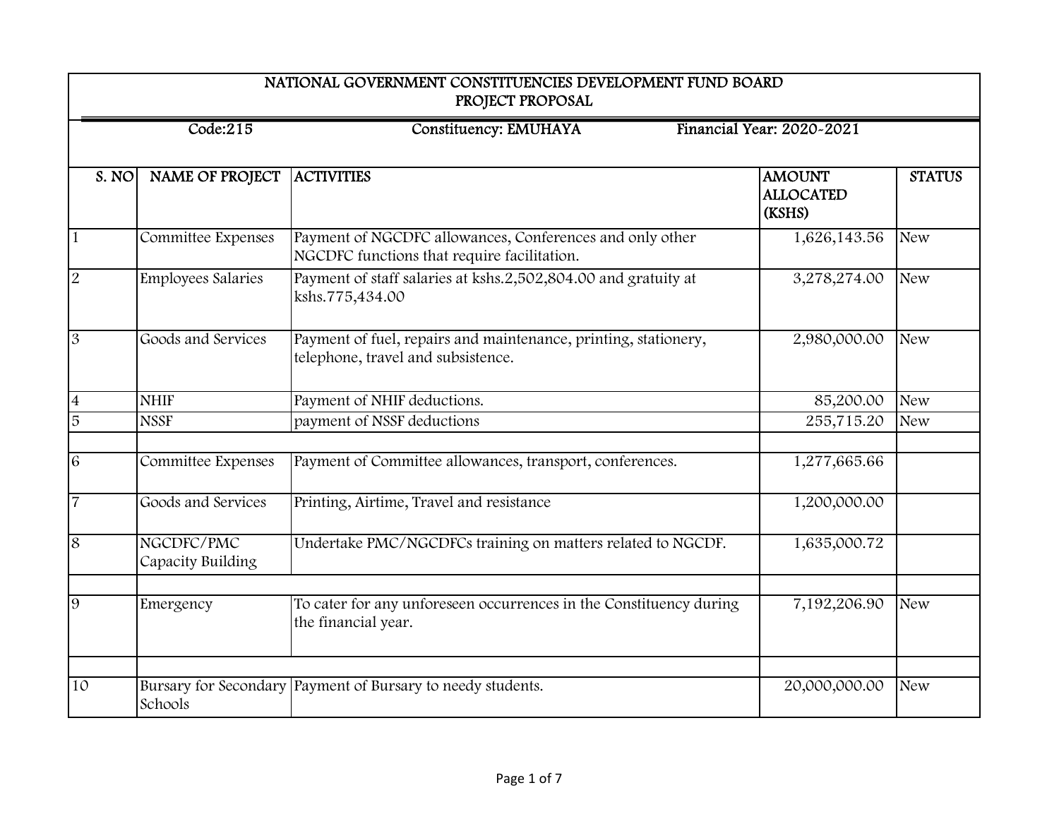# NATIONAL GOVERNMENT CONSTITUENCIES DEVELOPMENT FUND BOARD
## PROJECT PROPOSAL

Code:215 | Constituency: EMUHAYA | Financial Year: 2020-2021

| S. NO | NAME OF PROJECT | ACTIVITIES | AMOUNT ALLOCATED (KSHS) | STATUS |
|---|---|---|---|---|
| 1 | Committee Expenses | Payment of NGCDFC allowances, Conferences and only other NGCDFC functions that require facilitation. | 1,626,143.56 | New |
| 2 | Employees Salaries | Payment of staff salaries at kshs.2,502,804.00 and gratuity at kshs.775,434.00 | 3,278,274.00 | New |
| 3 | Goods and Services | Payment of fuel, repairs and maintenance, printing, stationery, telephone, travel and subsistence. | 2,980,000.00 | New |
| 4 | NHIF | Payment of NHIF deductions. | 85,200.00 | New |
| 5 | NSSF | payment of NSSF deductions | 255,715.20 | New |
| | | | | |
| 6 | Committee Expenses | Payment of Committee allowances, transport, conferences. | 1,277,665.66 | |
| 7 | Goods and Services | Printing, Airtime, Travel and resistance | 1,200,000.00 | |
| 8 | NGCDFC/PMC Capacity Building | Undertake PMC/NGCDFCs training on matters related to NGCDF. | 1,635,000.72 | |
| | | | | |
| 9 | Emergency | To cater for any unforeseen occurrences in the Constituency during the financial year. | 7,192,206.90 | New |
| | | | | |
| 10 | Bursary for Secondary Schools | Payment of Bursary to needy students. | 20,000,000.00 | New |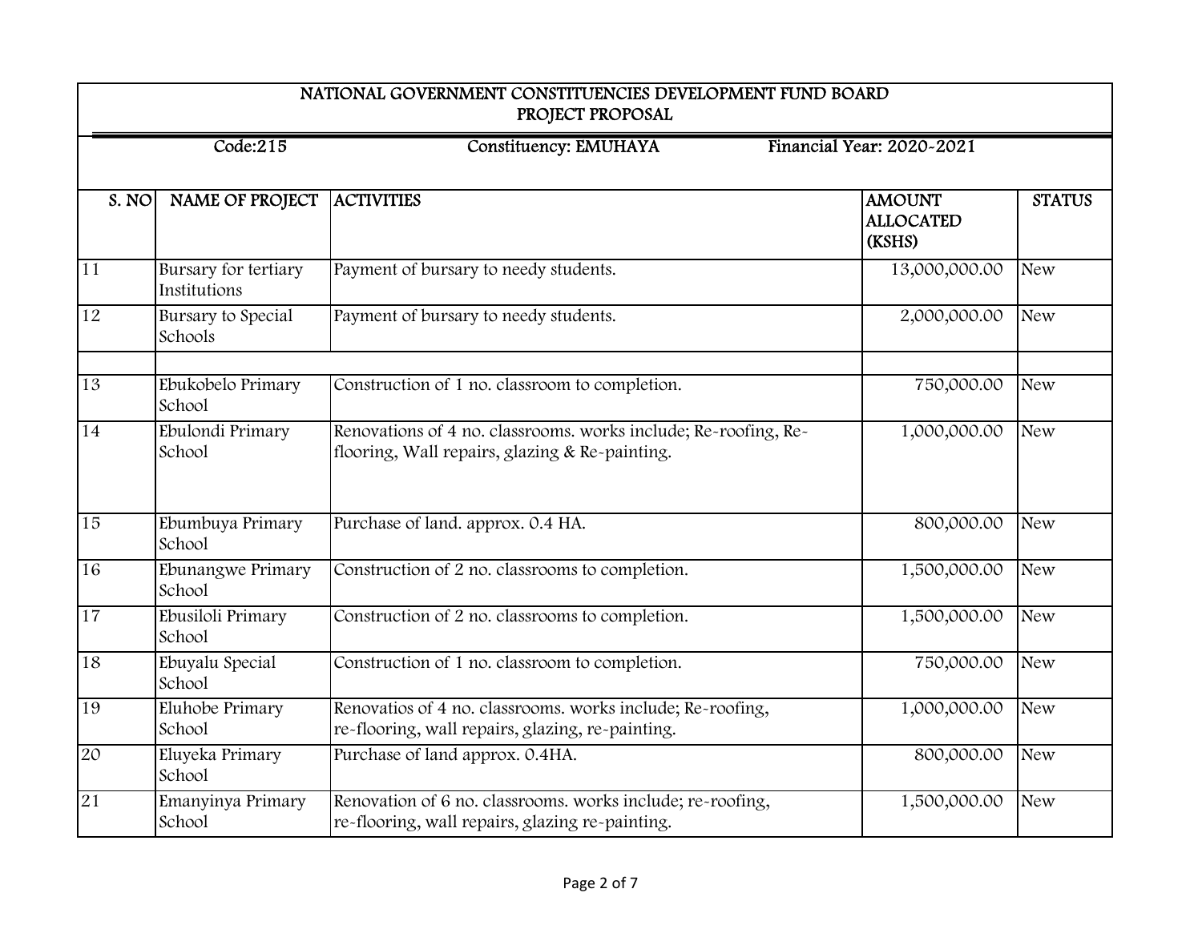NATIONAL GOVERNMENT CONSTITUENCIES DEVELOPMENT FUND BOARD
PROJECT PROPOSAL

Code:215 | Constituency: EMUHAYA | Financial Year: 2020-2021

| S. NO | NAME OF PROJECT | ACTIVITIES | AMOUNT ALLOCATED (KSHS) | STATUS |
|---|---|---|---|---|
| 11 | Bursary for tertiary Institutions | Payment of bursary to needy students. | 13,000,000.00 | New |
| 12 | Bursary to Special Schools | Payment of bursary to needy students. | 2,000,000.00 | New |
| | | | | |
| 13 | Ebukobelo Primary School | Construction of 1 no. classroom to completion. | 750,000.00 | New |
| 14 | Ebulondi Primary School | Renovations of 4 no. classrooms. works include; Re-roofing, Re-flooring, Wall repairs, glazing & Re-painting. | 1,000,000.00 | New |
| 15 | Ebumbuya Primary School | Purchase of land. approx. 0.4 HA. | 800,000.00 | New |
| 16 | Ebunangwe Primary School | Construction of 2 no. classrooms to completion. | 1,500,000.00 | New |
| 17 | Ebusiloli Primary School | Construction of 2 no. classrooms to completion. | 1,500,000.00 | New |
| 18 | Ebuyalu Special School | Construction of 1 no. classroom to completion. | 750,000.00 | New |
| 19 | Eluhobe Primary School | Renovatios of 4 no. classrooms. works include; Re-roofing, re-flooring, wall repairs, glazing, re-painting. | 1,000,000.00 | New |
| 20 | Eluyeka Primary School | Purchase of land approx. 0.4HA. | 800,000.00 | New |
| 21 | Emanyinya Primary School | Renovation of 6 no. classrooms. works include; re-roofing, re-flooring, wall repairs, glazing re-painting. | 1,500,000.00 | New |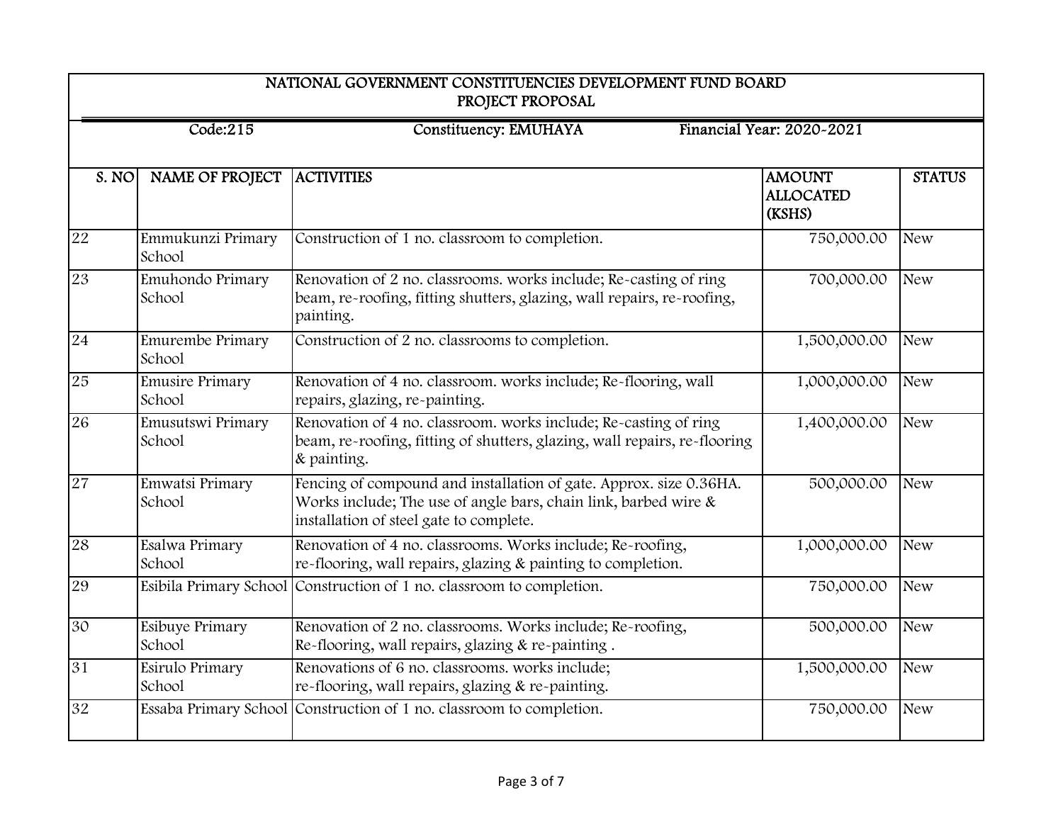# NATIONAL GOVERNMENT CONSTITUENCIES DEVELOPMENT FUND BOARD
## PROJECT PROPOSAL

Code:215 | Constituency: EMUHAYA | Financial Year: 2020-2021

| S. NO | NAME OF PROJECT | ACTIVITIES | AMOUNT ALLOCATED (KSHS) | STATUS |
|---|---|---|---|---|
| 22 | Emmukunzi Primary School | Construction of 1 no. classroom to completion. | 750,000.00 | New |
| 23 | Emuhondo Primary School | Renovation of 2 no. classrooms. works include; Re-casting of ring beam, re-roofing, fitting shutters, glazing, wall repairs, re-roofing, painting. | 700,000.00 | New |
| 24 | Emurembe Primary School | Construction of 2 no. classrooms to completion. | 1,500,000.00 | New |
| 25 | Emusire Primary School | Renovation of 4 no. classroom. works include; Re-flooring, wall repairs, glazing, re-painting. | 1,000,000.00 | New |
| 26 | Emusutswi Primary School | Renovation of 4 no. classroom. works include; Re-casting of ring beam, re-roofing, fitting of shutters, glazing, wall repairs, re-flooring & painting. | 1,400,000.00 | New |
| 27 | Emwatsi Primary School | Fencing of compound and installation of gate. Approx. size 0.36HA. Works include; The use of angle bars, chain link, barbed wire & installation of steel gate to complete. | 500,000.00 | New |
| 28 | Esalwa Primary School | Renovation of 4 no. classrooms. Works include; Re-roofing, re-flooring, wall repairs, glazing & painting to completion. | 1,000,000.00 | New |
| 29 | Esibila Primary School | Construction of 1 no. classroom to completion. | 750,000.00 | New |
| 30 | Esibuye Primary School | Renovation of 2 no. classrooms. Works include; Re-roofing, Re-flooring, wall repairs, glazing & re-painting . | 500,000.00 | New |
| 31 | Esirulo Primary School | Renovations of 6 no. classrooms. works include; re-flooring, wall repairs, glazing & re-painting. | 1,500,000.00 | New |
| 32 | Essaba Primary School | Construction of 1 no. classroom to completion. | 750,000.00 | New |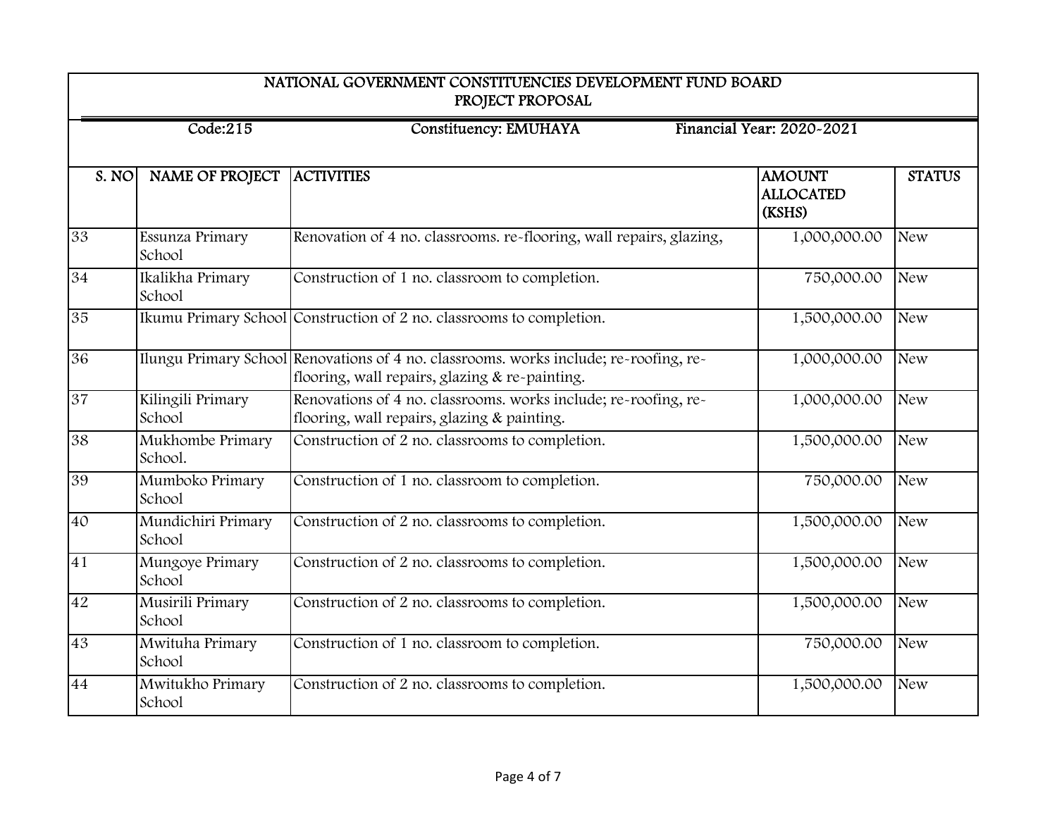# NATIONAL GOVERNMENT CONSTITUENCIES DEVELOPMENT FUND BOARD
## PROJECT PROPOSAL

Code:215 | Constituency: EMUHAYA | Financial Year: 2020-2021

| S. NO | NAME OF PROJECT | ACTIVITIES | AMOUNT ALLOCATED (KSHS) | STATUS |
|---|---|---|---|---|
| 33 | Essunza Primary School | Renovation of 4 no. classrooms. re-flooring, wall repairs, glazing, | 1,000,000.00 | New |
| 34 | Ikalikha Primary School | Construction of 1 no. classroom to completion. | 750,000.00 | New |
| 35 | Ikumu Primary School | Construction of 2 no. classrooms to completion. | 1,500,000.00 | New |
| 36 | Ilungu Primary School | Renovations of 4 no. classrooms. works include; re-roofing, re-flooring, wall repairs, glazing & re-painting. | 1,000,000.00 | New |
| 37 | Kilingili Primary School | Renovations of 4 no. classrooms. works include; re-roofing, re-flooring, wall repairs, glazing & painting. | 1,000,000.00 | New |
| 38 | Mukhombe Primary School. | Construction of 2 no. classrooms to completion. | 1,500,000.00 | New |
| 39 | Mumboko Primary School | Construction of 1 no. classroom to completion. | 750,000.00 | New |
| 40 | Mundichiri Primary School | Construction of 2 no. classrooms to completion. | 1,500,000.00 | New |
| 41 | Mungoye Primary School | Construction of 2 no. classrooms to completion. | 1,500,000.00 | New |
| 42 | Musirili Primary School | Construction of 2 no. classrooms to completion. | 1,500,000.00 | New |
| 43 | Mwituha Primary School | Construction of 1 no. classroom to completion. | 750,000.00 | New |
| 44 | Mwitukho Primary School | Construction of 2 no. classrooms to completion. | 1,500,000.00 | New |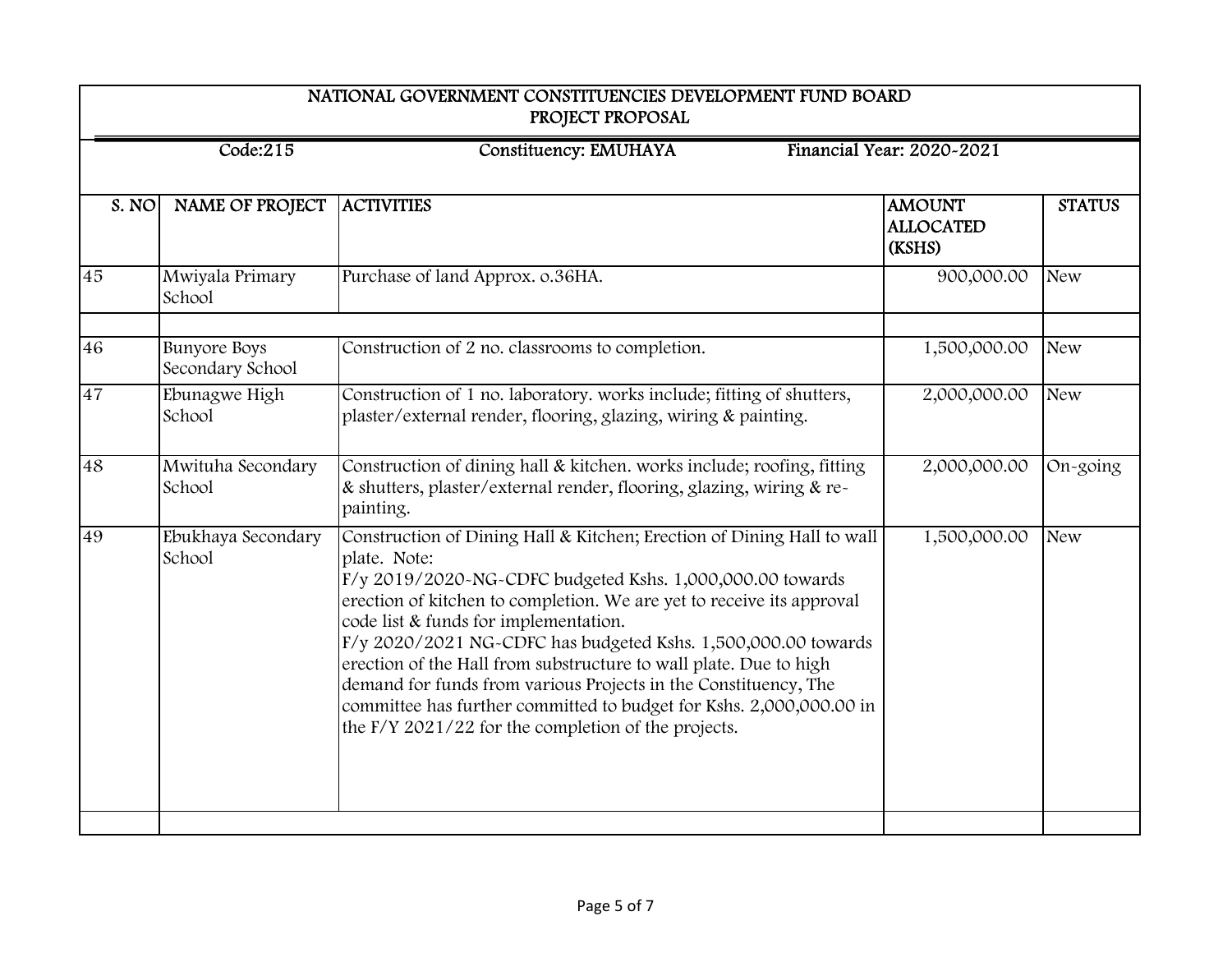## NATIONAL GOVERNMENT CONSTITUENCIES DEVELOPMENT FUND BOARD
## PROJECT PROPOSAL

Code:215 | Constituency: EMUHAYA | Financial Year: 2020-2021

| S. NO | NAME OF PROJECT | ACTIVITIES | AMOUNT ALLOCATED (KSHS) | STATUS |
|---|---|---|---|---|
| 45 | Mwiyala Primary School | Purchase of land Approx. 0.36HA. | 900,000.00 | New |
| | | | | |
| 46 | Bunyore Boys Secondary School | Construction of 2 no. classrooms to completion. | 1,500,000.00 | New |
| 47 | Ebunagwe High School | Construction of 1 no. laboratory. works include; fitting of shutters, plaster/external render, flooring, glazing, wiring & painting. | 2,000,000.00 | New |
| 48 | Mwituha Secondary School | Construction of dining hall & kitchen. works include; roofing, fitting & shutters, plaster/external render, flooring, glazing, wiring & re-painting. | 2,000,000.00 | On-going |
| 49 | Ebukhaya Secondary School | Construction of Dining Hall & Kitchen; Erection of Dining Hall to wall plate. Note: F/y 2019/2020-NG-CDFC budgeted Kshs. 1,000,000.00 towards erection of kitchen to completion. We are yet to receive its approval code list & funds for implementation. F/y 2020/2021 NG-CDFC has budgeted Kshs. 1,500,000.00 towards erection of the Hall from substructure to wall plate. Due to high demand for funds from various Projects in the Constituency, The committee has further committed to budget for Kshs. 2,000,000.00 in the F/Y 2021/22 for the completion of the projects. | 1,500,000.00 | New |
| | | | | |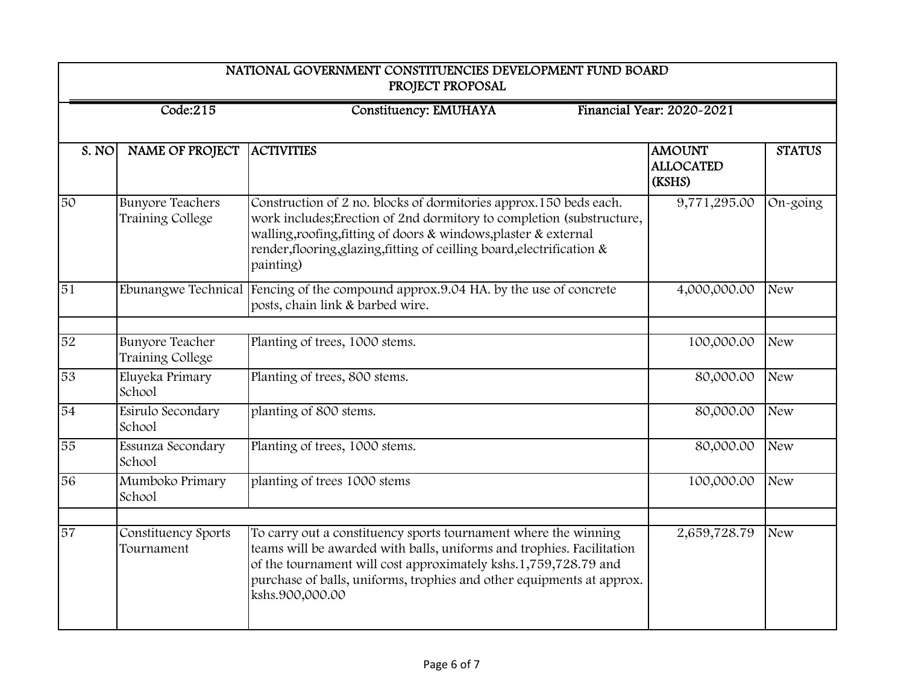# NATIONAL GOVERNMENT CONSTITUENCIES DEVELOPMENT FUND BOARD
## PROJECT PROPOSAL

Code:215 | Constituency: EMUHAYA | Financial Year: 2020-2021

| S. NO | NAME OF PROJECT | ACTIVITIES | AMOUNT ALLOCATED (KSHS) | STATUS |
|---|---|---|---|---|
| 50 | Bunyore Teachers Training College | Construction of 2 no. blocks of dormitories approx.150 beds each. work includes;Erection of 2nd dormitory to completion (substructure, walling,roofing,fitting of doors & windows,plaster & external render,flooring,glazing,fitting of ceilling board,electrification & painting) | 9,771,295.00 | On-going |
| 51 | Ebunangwe Technical | Fencing of the compound approx.9.04 HA. by the use of concrete posts, chain link & barbed wire. | 4,000,000.00 | New |
| | | | | |
| 52 | Bunyore Teacher Training College | Planting of trees, 1000 stems. | 100,000.00 | New |
| 53 | Eluyeka Primary School | Planting of trees, 800 stems. | 80,000.00 | New |
| 54 | Esirulo Secondary School | planting of 800 stems. | 80,000.00 | New |
| 55 | Essunza Secondary School | Planting of trees, 1000 stems. | 80,000.00 | New |
| 56 | Mumboko Primary School | planting of trees 1000 stems | 100,000.00 | New |
| | | | | |
| 57 | Constituency Sports Tournament | To carry out a constituency sports tournament where the winning teams will be awarded with balls, uniforms and trophies. Facilitation of the tournament will cost approximately kshs.1,759,728.79 and purchase of balls, uniforms, trophies and other equipments at approx. kshs.900,000.00 | 2,659,728.79 | New |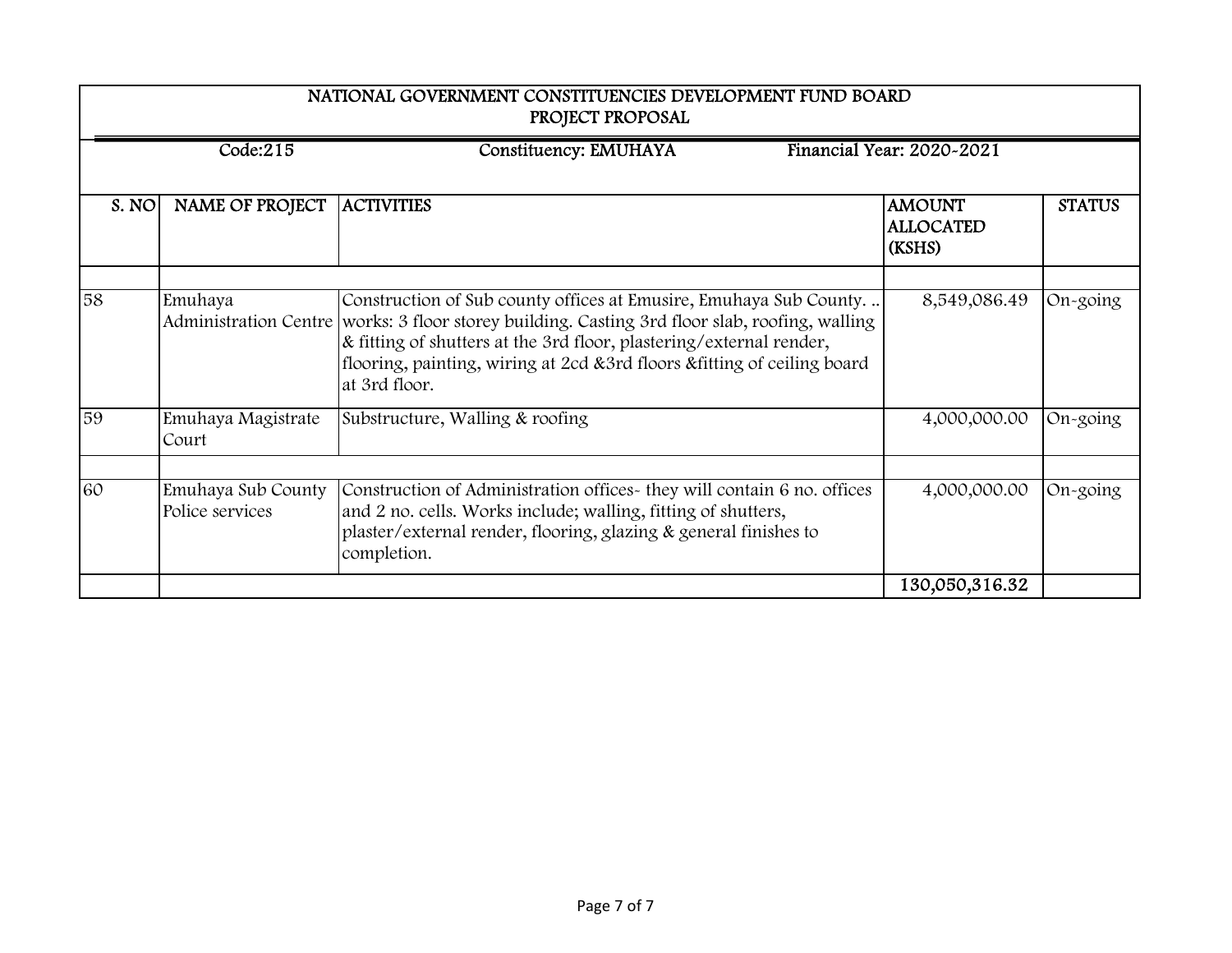# NATIONAL GOVERNMENT CONSTITUENCIES DEVELOPMENT FUND BOARD
## PROJECT PROPOSAL

Code:215 Constituency: EMUHAYA Financial Year: 2020-2021

| S. NO | NAME OF PROJECT | ACTIVITIES | AMOUNT ALLOCATED (KSHS) | STATUS |
|---|---|---|---|---|
| | | | | |
| 58 | Emuhaya Administration Centre | Construction of Sub county offices at Emusire, Emuhaya Sub County. .. works: 3 floor storey building. Casting 3rd floor slab, roofing, walling & fitting of shutters at the 3rd floor, plastering/external render, flooring, painting, wiring at 2cd &3rd floors &fitting of ceiling board at 3rd floor. | 8,549,086.49 | On-going |
| 59 | Emuhaya Magistrate Court | Substructure, Walling & roofing | 4,000,000.00 | On-going |
| | | | | |
| 60 | Emuhaya Sub County Police services | Construction of Administration offices- they will contain 6 no. offices and 2 no. cells. Works include; walling, fitting of shutters, plaster/external render, flooring, glazing & general finishes to completion. | 4,000,000.00 | On-going |
| | | | 130,050,316.32 | |